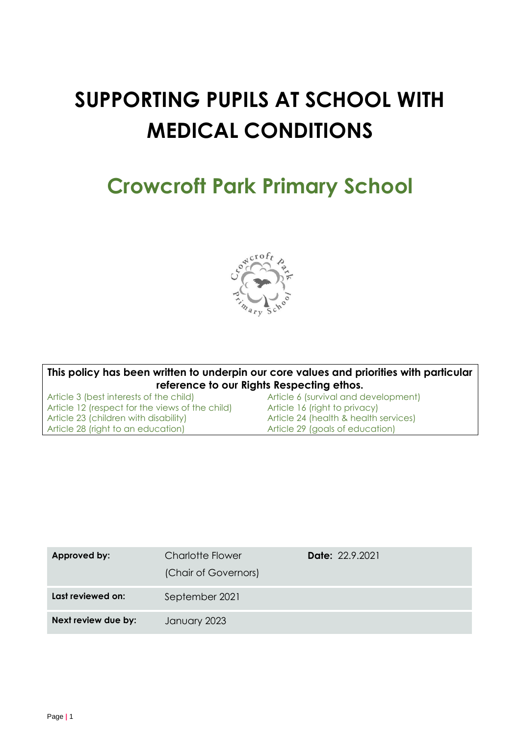# SUPPORTING PUPILS AT SCHOOL WITH MEDICAL CONDITIONS

## Crowcroft Park Primary School

**This policy has been written to underpin our core values and priorities with particular reference to our Rights Respecting ethos.**

Article 3 (best interests of the child)
Article 6 (survival and development)
Article 12 (respect for the views of the child)
Article 16 (right to privacy)
Article 23 (children with disability)
Article 24 (health & health services)
Article 28 (right to an education)
Article 29 (goals of education)

| | | |
|---|---|---|
| **Approved by:** | Charlotte Flower (Chair of Governors) | **Date:** 22.9.2021 |
| **Last reviewed on:** | September 2021 | |
| **Next review due by:** | January 2023 | |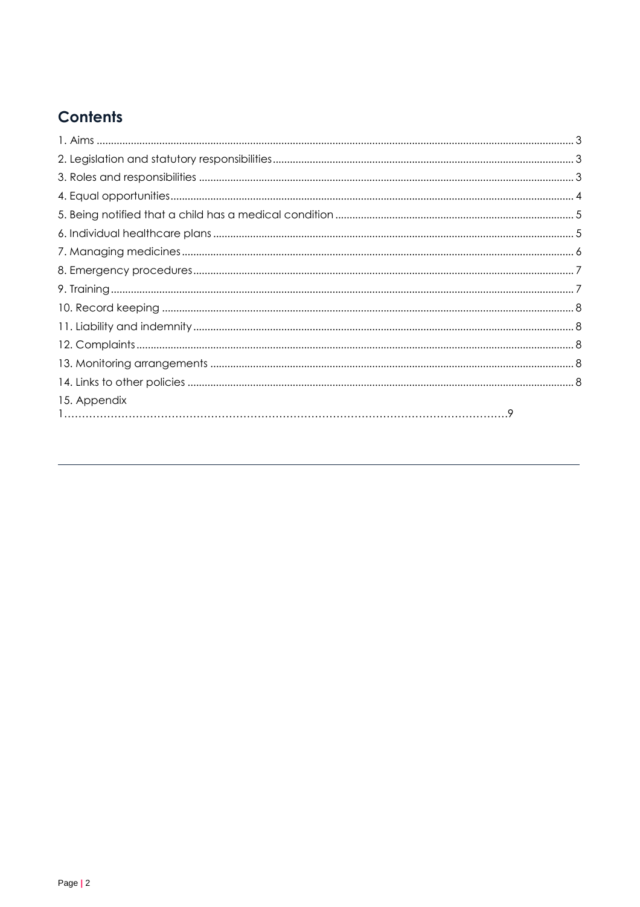## Contents

1. Aims ........................................................................................ 3
2. Legislation and statutory responsibilities ........................................................................................ 3
3. Roles and responsibilities ........................................................................................ 3
4. Equal opportunities ........................................................................................ 4
5. Being notified that a child has a medical condition ........................................................................................ 5
6. Individual healthcare plans ........................................................................................ 5
7. Managing medicines ........................................................................................ 6
8. Emergency procedures ........................................................................................ 7
9. Training ........................................................................................ 7
10. Record keeping ........................................................................................ 8
11. Liability and indemnity ........................................................................................ 8
12. Complaints ........................................................................................ 8
13. Monitoring arrangements ........................................................................................ 8
14. Links to other policies ........................................................................................ 8
15. Appendix 1 ........................................................................................ 9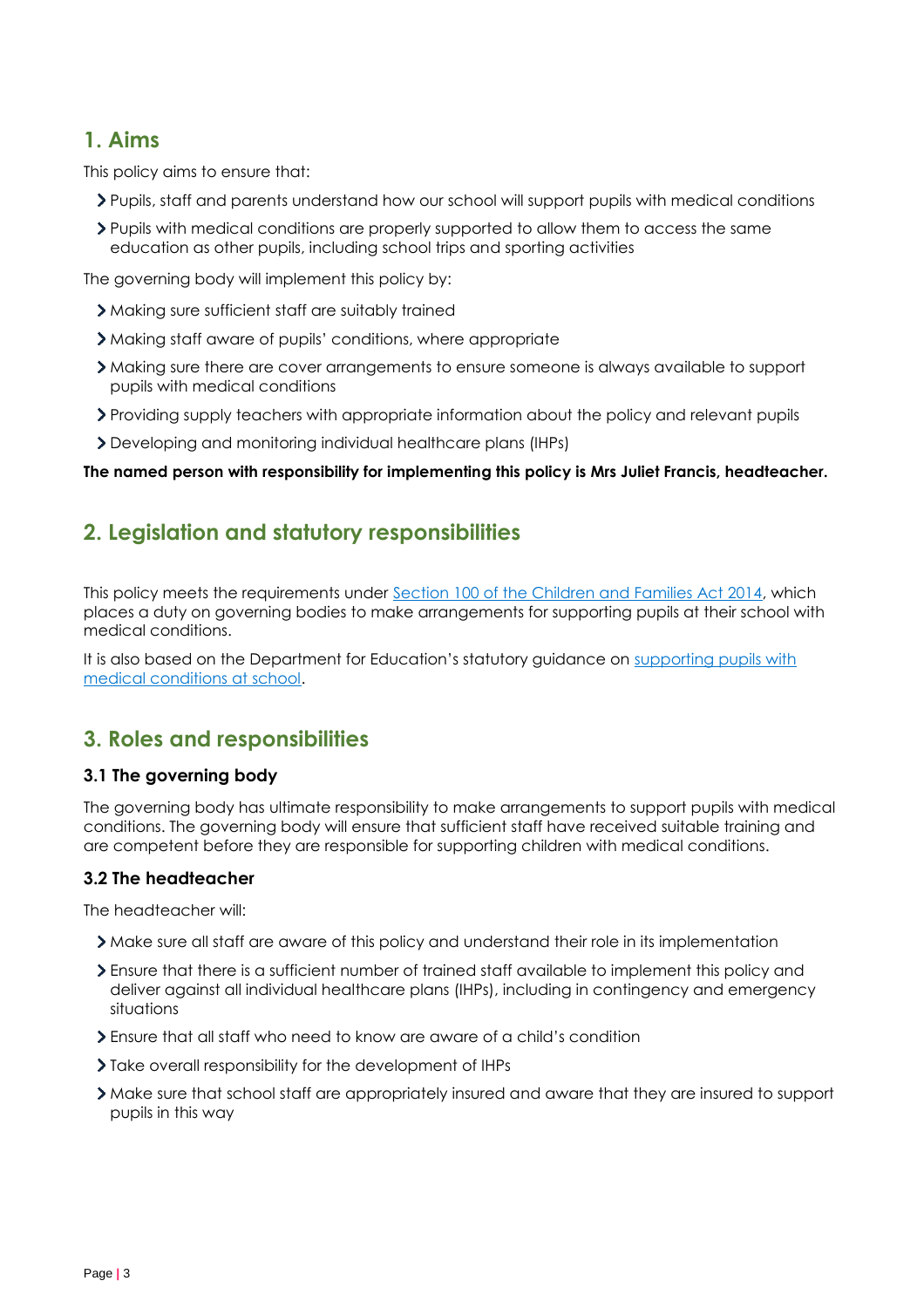## 1. Aims

This policy aims to ensure that:

- Pupils, staff and parents understand how our school will support pupils with medical conditions
- Pupils with medical conditions are properly supported to allow them to access the same education as other pupils, including school trips and sporting activities

The governing body will implement this policy by:

- Making sure sufficient staff are suitably trained
- Making staff aware of pupils' conditions, where appropriate
- Making sure there are cover arrangements to ensure someone is always available to support pupils with medical conditions
- Providing supply teachers with appropriate information about the policy and relevant pupils
- Developing and monitoring individual healthcare plans (IHPs)

**The named person with responsibility for implementing this policy is Mrs Juliet Francis, headteacher.**

## 2. Legislation and statutory responsibilities

This policy meets the requirements under [Section 100 of the Children and Families Act 2014](), which places a duty on governing bodies to make arrangements for supporting pupils at their school with medical conditions.

It is also based on the Department for Education's statutory guidance on [supporting pupils with medical conditions at school]().

## 3. Roles and responsibilities

### 3.1 The governing body

The governing body has ultimate responsibility to make arrangements to support pupils with medical conditions. The governing body will ensure that sufficient staff have received suitable training and are competent before they are responsible for supporting children with medical conditions.

### 3.2 The headteacher

The headteacher will:

- Make sure all staff are aware of this policy and understand their role in its implementation
- Ensure that there is a sufficient number of trained staff available to implement this policy and deliver against all individual healthcare plans (IHPs), including in contingency and emergency situations
- Ensure that all staff who need to know are aware of a child's condition
- Take overall responsibility for the development of IHPs
- Make sure that school staff are appropriately insured and aware that they are insured to support pupils in this way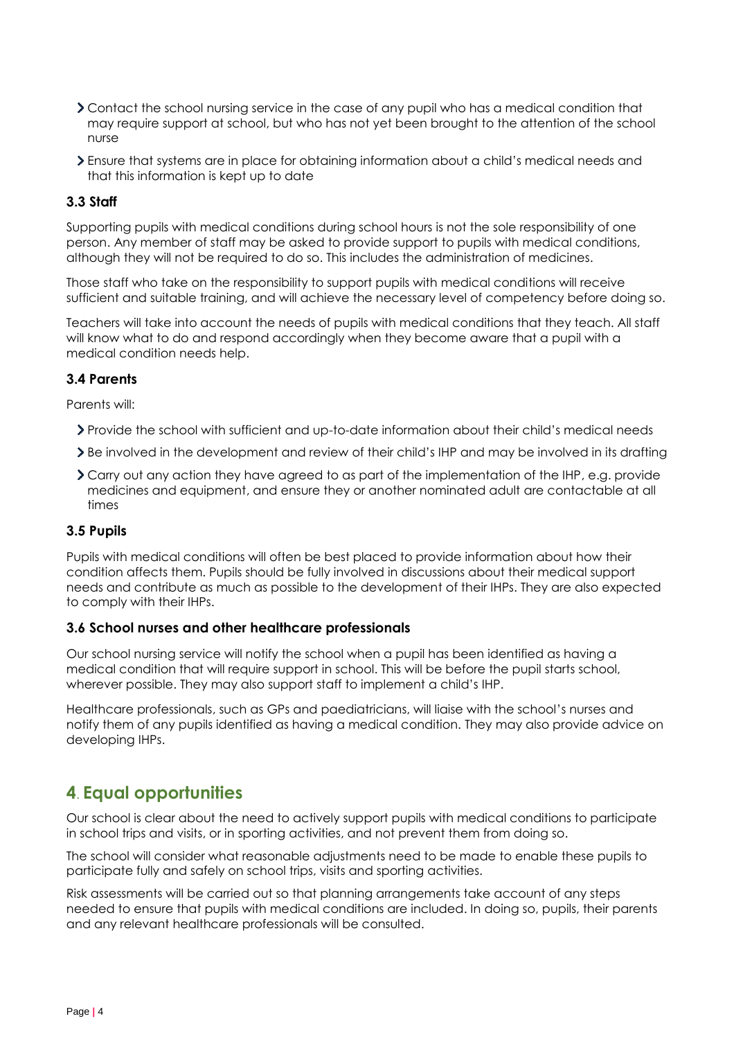- Contact the school nursing service in the case of any pupil who has a medical condition that may require support at school, but who has not yet been brought to the attention of the school nurse
- Ensure that systems are in place for obtaining information about a child's medical needs and that this information is kept up to date

### 3.3 Staff

Supporting pupils with medical conditions during school hours is not the sole responsibility of one person. Any member of staff may be asked to provide support to pupils with medical conditions, although they will not be required to do so. This includes the administration of medicines.

Those staff who take on the responsibility to support pupils with medical conditions will receive sufficient and suitable training, and will achieve the necessary level of competency before doing so.

Teachers will take into account the needs of pupils with medical conditions that they teach. All staff will know what to do and respond accordingly when they become aware that a pupil with a medical condition needs help.

### 3.4 Parents

Parents will:

- Provide the school with sufficient and up-to-date information about their child's medical needs
- Be involved in the development and review of their child's IHP and may be involved in its drafting
- Carry out any action they have agreed to as part of the implementation of the IHP, e.g. provide medicines and equipment, and ensure they or another nominated adult are contactable at all times

### 3.5 Pupils

Pupils with medical conditions will often be best placed to provide information about how their condition affects them. Pupils should be fully involved in discussions about their medical support needs and contribute as much as possible to the development of their IHPs. They are also expected to comply with their IHPs.

### 3.6 School nurses and other healthcare professionals

Our school nursing service will notify the school when a pupil has been identified as having a medical condition that will require support in school. This will be before the pupil starts school, wherever possible. They may also support staff to implement a child's IHP.

Healthcare professionals, such as GPs and paediatricians, will liaise with the school's nurses and notify them of any pupils identified as having a medical condition. They may also provide advice on developing IHPs.

## 4. Equal opportunities

Our school is clear about the need to actively support pupils with medical conditions to participate in school trips and visits, or in sporting activities, and not prevent them from doing so.

The school will consider what reasonable adjustments need to be made to enable these pupils to participate fully and safely on school trips, visits and sporting activities.

Risk assessments will be carried out so that planning arrangements take account of any steps needed to ensure that pupils with medical conditions are included. In doing so, pupils, their parents and any relevant healthcare professionals will be consulted.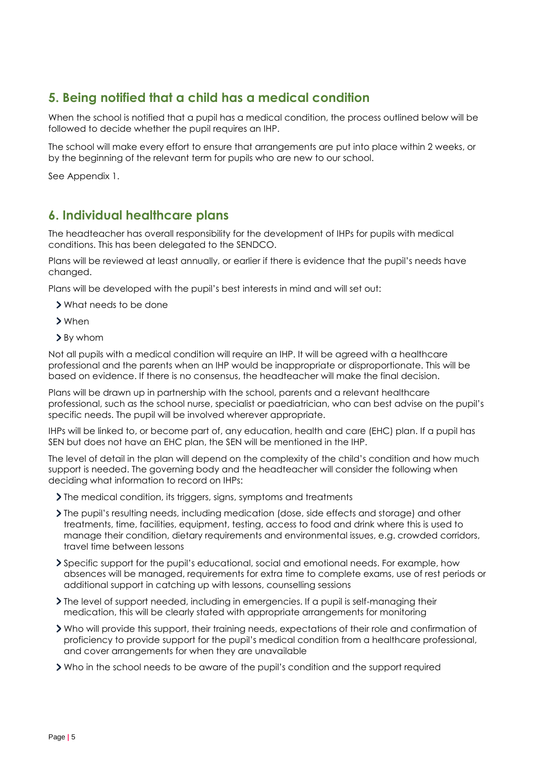## 5. Being notified that a child has a medical condition

When the school is notified that a pupil has a medical condition, the process outlined below will be followed to decide whether the pupil requires an IHP.

The school will make every effort to ensure that arrangements are put into place within 2 weeks, or by the beginning of the relevant term for pupils who are new to our school.

See Appendix 1.

## 6. Individual healthcare plans

The headteacher has overall responsibility for the development of IHPs for pupils with medical conditions. This has been delegated to the SENDCO.

Plans will be reviewed at least annually, or earlier if there is evidence that the pupil's needs have changed.

Plans will be developed with the pupil's best interests in mind and will set out:

- What needs to be done
- When
- By whom

Not all pupils with a medical condition will require an IHP. It will be agreed with a healthcare professional and the parents when an IHP would be inappropriate or disproportionate. This will be based on evidence. If there is no consensus, the headteacher will make the final decision.

Plans will be drawn up in partnership with the school, parents and a relevant healthcare professional, such as the school nurse, specialist or paediatrician, who can best advise on the pupil's specific needs. The pupil will be involved wherever appropriate.

IHPs will be linked to, or become part of, any education, health and care (EHC) plan. If a pupil has SEN but does not have an EHC plan, the SEN will be mentioned in the IHP.

The level of detail in the plan will depend on the complexity of the child's condition and how much support is needed. The governing body and the headteacher will consider the following when deciding what information to record on IHPs:

- The medical condition, its triggers, signs, symptoms and treatments
- The pupil's resulting needs, including medication (dose, side effects and storage) and other treatments, time, facilities, equipment, testing, access to food and drink where this is used to manage their condition, dietary requirements and environmental issues, e.g. crowded corridors, travel time between lessons
- Specific support for the pupil's educational, social and emotional needs. For example, how absences will be managed, requirements for extra time to complete exams, use of rest periods or additional support in catching up with lessons, counselling sessions
- The level of support needed, including in emergencies. If a pupil is self-managing their medication, this will be clearly stated with appropriate arrangements for monitoring
- Who will provide this support, their training needs, expectations of their role and confirmation of proficiency to provide support for the pupil's medical condition from a healthcare professional, and cover arrangements for when they are unavailable
- Who in the school needs to be aware of the pupil's condition and the support required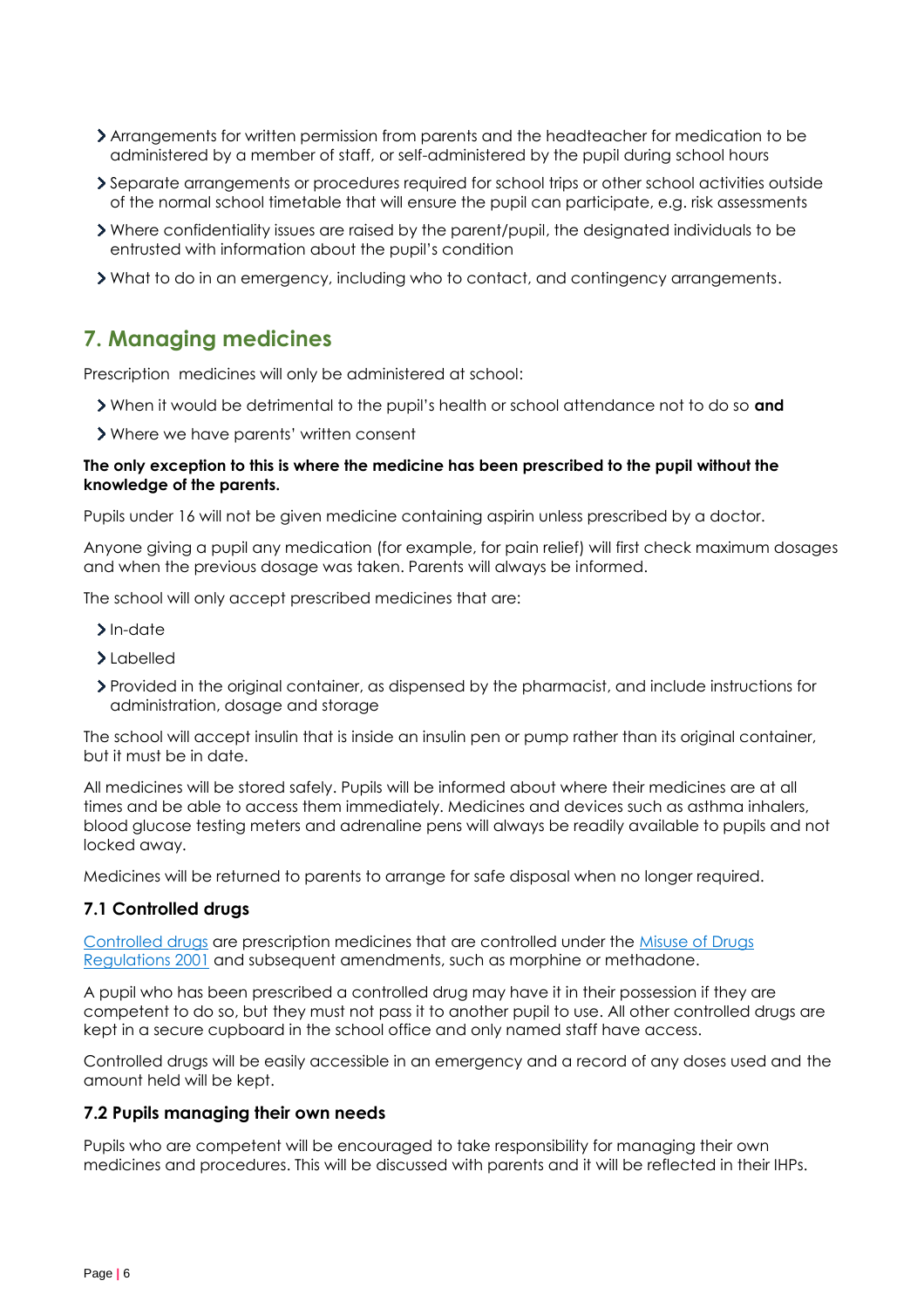- Arrangements for written permission from parents and the headteacher for medication to be administered by a member of staff, or self-administered by the pupil during school hours
- Separate arrangements or procedures required for school trips or other school activities outside of the normal school timetable that will ensure the pupil can participate, e.g. risk assessments
- Where confidentiality issues are raised by the parent/pupil, the designated individuals to be entrusted with information about the pupil's condition
- What to do in an emergency, including who to contact, and contingency arrangements.

## 7. Managing medicines

Prescription medicines will only be administered at school:

- When it would be detrimental to the pupil's health or school attendance not to do so **and**
- Where we have parents' written consent

**The only exception to this is where the medicine has been prescribed to the pupil without the knowledge of the parents.**

Pupils under 16 will not be given medicine containing aspirin unless prescribed by a doctor.

Anyone giving a pupil any medication (for example, for pain relief) will first check maximum dosages and when the previous dosage was taken. Parents will always be informed.

The school will only accept prescribed medicines that are:

- In-date
- Labelled
- Provided in the original container, as dispensed by the pharmacist, and include instructions for administration, dosage and storage

The school will accept insulin that is inside an insulin pen or pump rather than its original container, but it must be in date.

All medicines will be stored safely. Pupils will be informed about where their medicines are at all times and be able to access them immediately. Medicines and devices such as asthma inhalers, blood glucose testing meters and adrenaline pens will always be readily available to pupils and not locked away.

Medicines will be returned to parents to arrange for safe disposal when no longer required.

### 7.1 Controlled drugs

Controlled drugs are prescription medicines that are controlled under the Misuse of Drugs Regulations 2001 and subsequent amendments, such as morphine or methadone.

A pupil who has been prescribed a controlled drug may have it in their possession if they are competent to do so, but they must not pass it to another pupil to use. All other controlled drugs are kept in a secure cupboard in the school office and only named staff have access.

Controlled drugs will be easily accessible in an emergency and a record of any doses used and the amount held will be kept.

### 7.2 Pupils managing their own needs

Pupils who are competent will be encouraged to take responsibility for managing their own medicines and procedures. This will be discussed with parents and it will be reflected in their IHPs.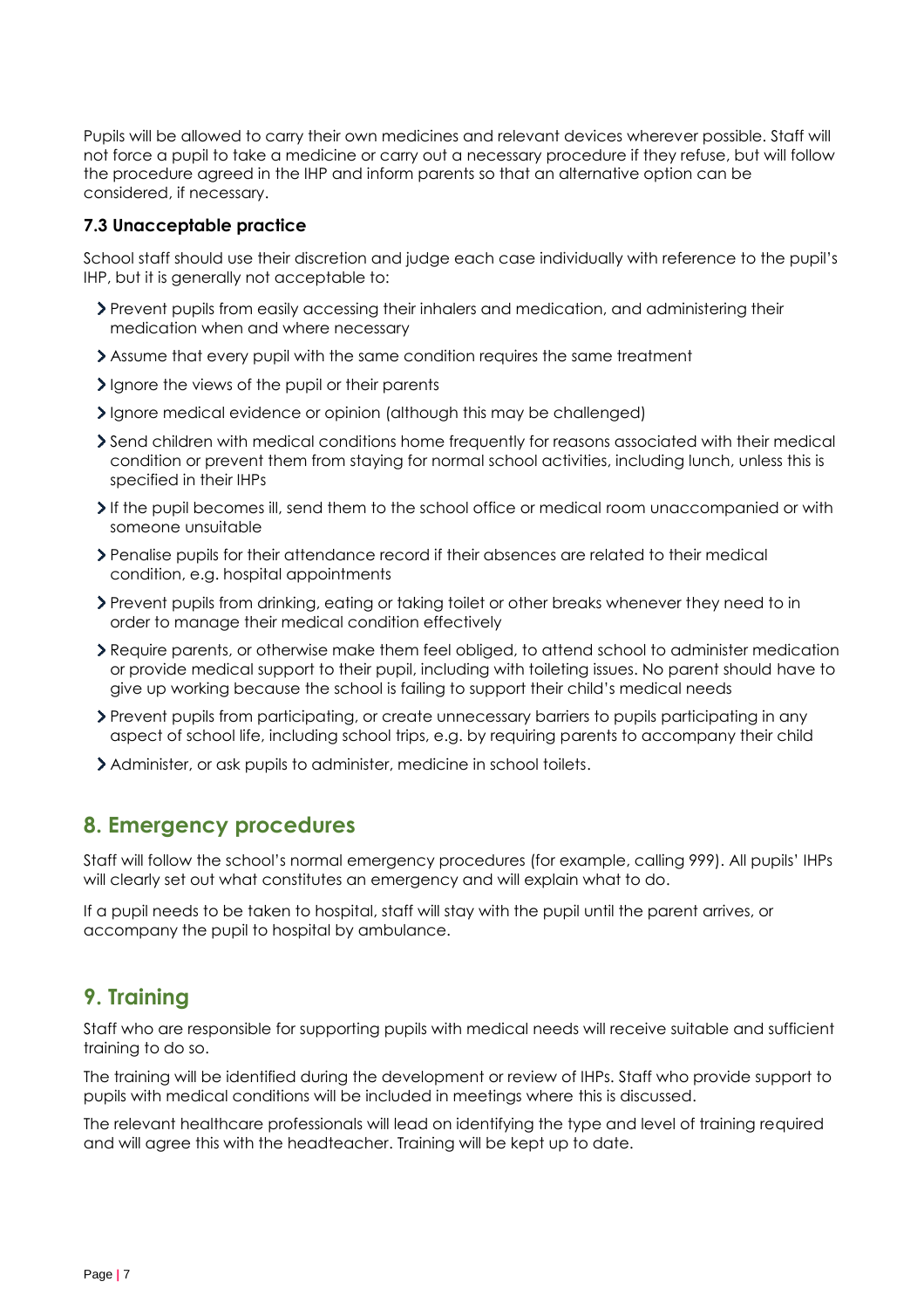Pupils will be allowed to carry their own medicines and relevant devices wherever possible. Staff will not force a pupil to take a medicine or carry out a necessary procedure if they refuse, but will follow the procedure agreed in the IHP and inform parents so that an alternative option can be considered, if necessary.

### 7.3 Unacceptable practice

School staff should use their discretion and judge each case individually with reference to the pupil's IHP, but it is generally not acceptable to:

- Prevent pupils from easily accessing their inhalers and medication, and administering their medication when and where necessary
- Assume that every pupil with the same condition requires the same treatment
- Ignore the views of the pupil or their parents
- Ignore medical evidence or opinion (although this may be challenged)
- Send children with medical conditions home frequently for reasons associated with their medical condition or prevent them from staying for normal school activities, including lunch, unless this is specified in their IHPs
- If the pupil becomes ill, send them to the school office or medical room unaccompanied or with someone unsuitable
- Penalise pupils for their attendance record if their absences are related to their medical condition, e.g. hospital appointments
- Prevent pupils from drinking, eating or taking toilet or other breaks whenever they need to in order to manage their medical condition effectively
- Require parents, or otherwise make them feel obliged, to attend school to administer medication or provide medical support to their pupil, including with toileting issues. No parent should have to give up working because the school is failing to support their child's medical needs
- Prevent pupils from participating, or create unnecessary barriers to pupils participating in any aspect of school life, including school trips, e.g. by requiring parents to accompany their child
- Administer, or ask pupils to administer, medicine in school toilets.

## 8. Emergency procedures

Staff will follow the school's normal emergency procedures (for example, calling 999). All pupils' IHPs will clearly set out what constitutes an emergency and will explain what to do.

If a pupil needs to be taken to hospital, staff will stay with the pupil until the parent arrives, or accompany the pupil to hospital by ambulance.

## 9. Training

Staff who are responsible for supporting pupils with medical needs will receive suitable and sufficient training to do so.

The training will be identified during the development or review of IHPs. Staff who provide support to pupils with medical conditions will be included in meetings where this is discussed.

The relevant healthcare professionals will lead on identifying the type and level of training required and will agree this with the headteacher. Training will be kept up to date.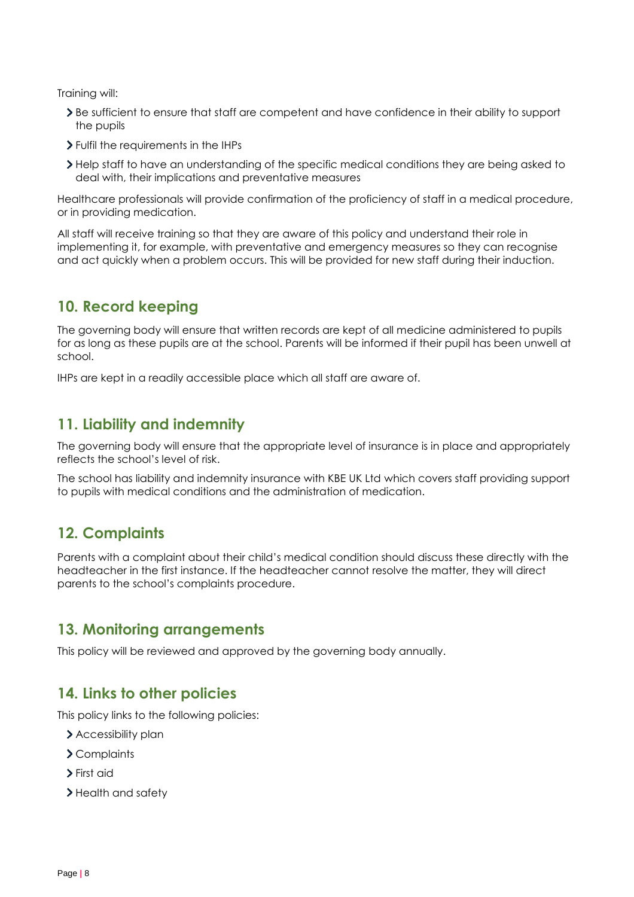Training will:

- Be sufficient to ensure that staff are competent and have confidence in their ability to support the pupils
- Fulfil the requirements in the IHPs
- Help staff to have an understanding of the specific medical conditions they are being asked to deal with, their implications and preventative measures

Healthcare professionals will provide confirmation of the proficiency of staff in a medical procedure, or in providing medication.

All staff will receive training so that they are aware of this policy and understand their role in implementing it, for example, with preventative and emergency measures so they can recognise and act quickly when a problem occurs. This will be provided for new staff during their induction.

## 10. Record keeping

The governing body will ensure that written records are kept of all medicine administered to pupils for as long as these pupils are at the school. Parents will be informed if their pupil has been unwell at school.

IHPs are kept in a readily accessible place which all staff are aware of.

## 11. Liability and indemnity

The governing body will ensure that the appropriate level of insurance is in place and appropriately reflects the school's level of risk.

The school has liability and indemnity insurance with KBE UK Ltd which covers staff providing support to pupils with medical conditions and the administration of medication.

## 12. Complaints

Parents with a complaint about their child's medical condition should discuss these directly with the headteacher in the first instance. If the headteacher cannot resolve the matter, they will direct parents to the school's complaints procedure.

## 13. Monitoring arrangements

This policy will be reviewed and approved by the governing body annually.

## 14. Links to other policies

This policy links to the following policies:

- Accessibility plan
- Complaints
- First aid
- Health and safety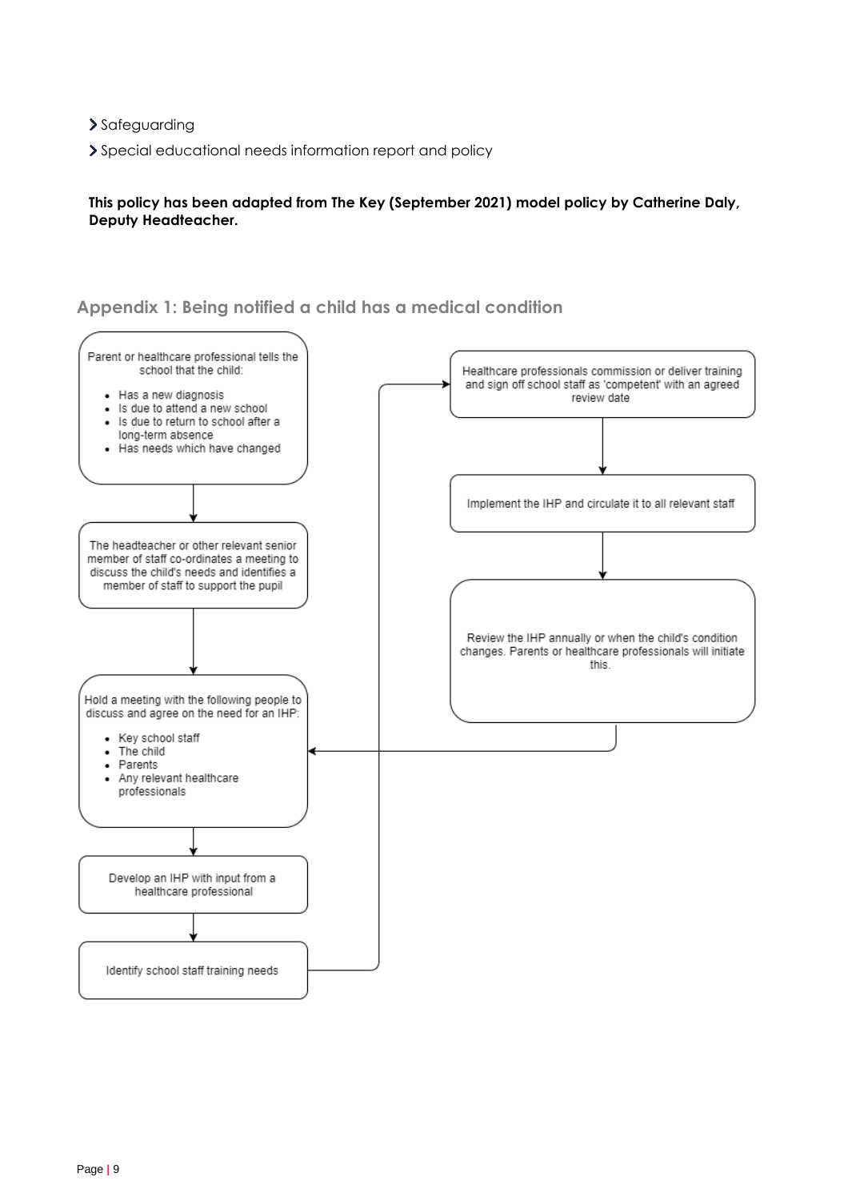- Safeguarding
- Special educational needs information report and policy

**This policy has been adapted from The Key (September 2021) model policy by Catherine Daly, Deputy Headteacher.**

## Appendix 1: Being notified a child has a medical condition

Parent or healthcare professional tells the school that the child:

- Has a new diagnosis
- Is due to attend a new school
- Is due to return to school after a long-term absence
- Has needs which have changed

The headteacher or other relevant senior member of staff co-ordinates a meeting to discuss the child's needs and identifies a member of staff to support the pupil

Hold a meeting with the following people to discuss and agree on the need for an IHP:

- Key school staff
- The child
- Parents
- Any relevant healthcare professionals

Develop an IHP with input from a healthcare professional

Identify school staff training needs

Healthcare professionals commission or deliver training and sign off school staff as 'competent' with an agreed review date

Implement the IHP and circulate it to all relevant staff

Review the IHP annually or when the child's condition changes. Parents or healthcare professionals will initiate this.